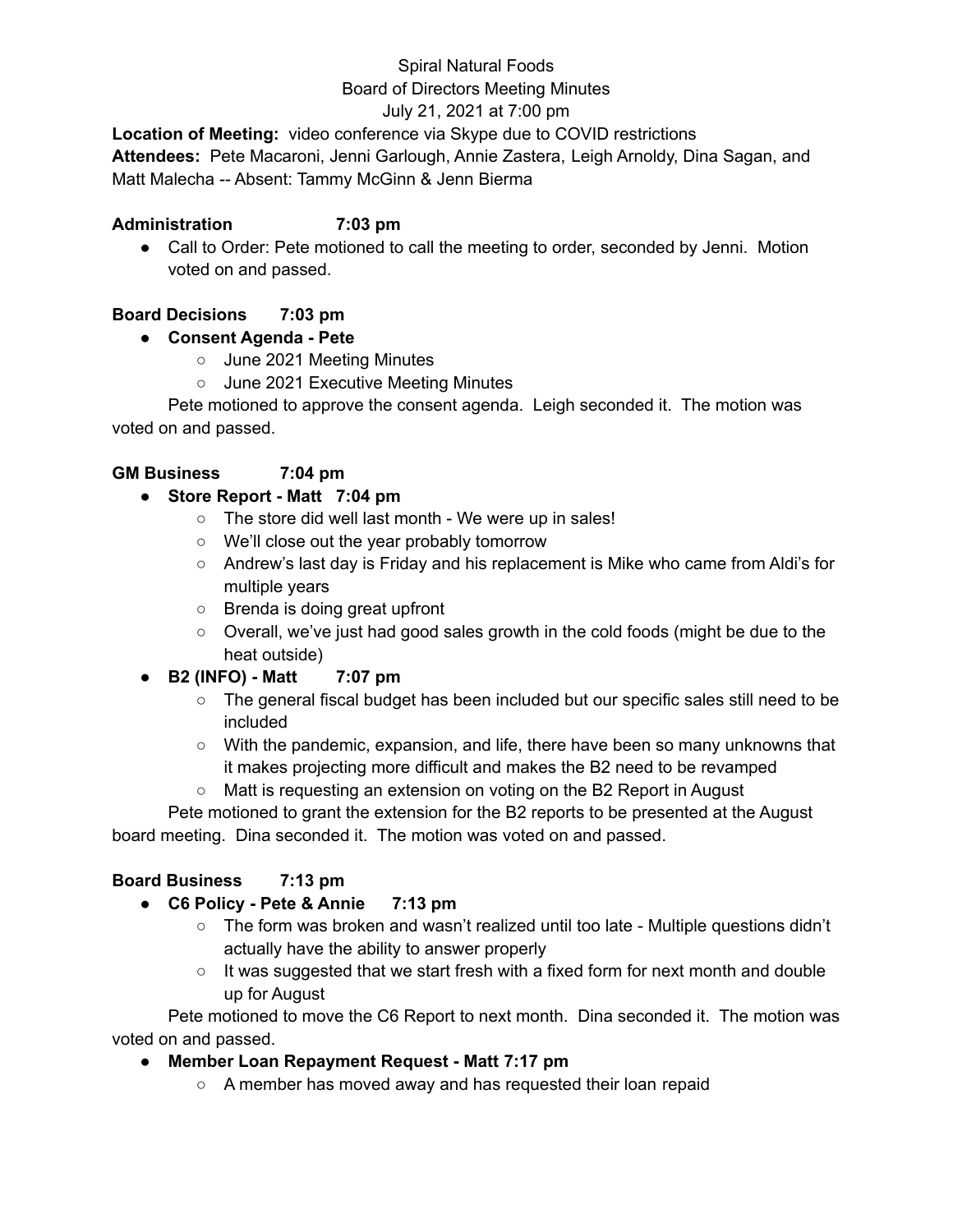Spiral Natural Foods

Board of Directors Meeting Minutes

July 21, 2021 at 7:00 pm

**Location of Meeting:** video conference via Skype due to COVID restrictions

**Attendees:** Pete Macaroni, Jenni Garlough, Annie Zastera, Leigh Arnoldy, Dina Sagan, and Matt Malecha -- Absent: Tammy McGinn & Jenn Bierma

**Administration 7:03 pm**

- Call to Order: Pete motioned to call the meeting to order, seconded by Jenni. Motion voted on and passed.

**Board Decisions 7:03 pm**

- **Consent Agenda - Pete**
  - June 2021 Meeting Minutes
  - June 2021 Executive Meeting Minutes

Pete motioned to approve the consent agenda. Leigh seconded it. The motion was voted on and passed.

**GM Business 7:04 pm**

- **Store Report - Matt 7:04 pm**
  - The store did well last month - We were up in sales!
  - We'll close out the year probably tomorrow
  - Andrew's last day is Friday and his replacement is Mike who came from Aldi's for multiple years
  - Brenda is doing great upfront
  - Overall, we've just had good sales growth in the cold foods (might be due to the heat outside)
- **B2 (INFO) - Matt 7:07 pm**
  - The general fiscal budget has been included but our specific sales still need to be included
  - With the pandemic, expansion, and life, there have been so many unknowns that it makes projecting more difficult and makes the B2 need to be revamped
  - Matt is requesting an extension on voting on the B2 Report in August

Pete motioned to grant the extension for the B2 reports to be presented at the August board meeting. Dina seconded it. The motion was voted on and passed.

**Board Business 7:13 pm**

- **C6 Policy - Pete & Annie 7:13 pm**
  - The form was broken and wasn't realized until too late - Multiple questions didn't actually have the ability to answer properly
  - It was suggested that we start fresh with a fixed form for next month and double up for August

Pete motioned to move the C6 Report to next month. Dina seconded it. The motion was voted on and passed.

- **Member Loan Repayment Request - Matt 7:17 pm**
  - A member has moved away and has requested their loan repaid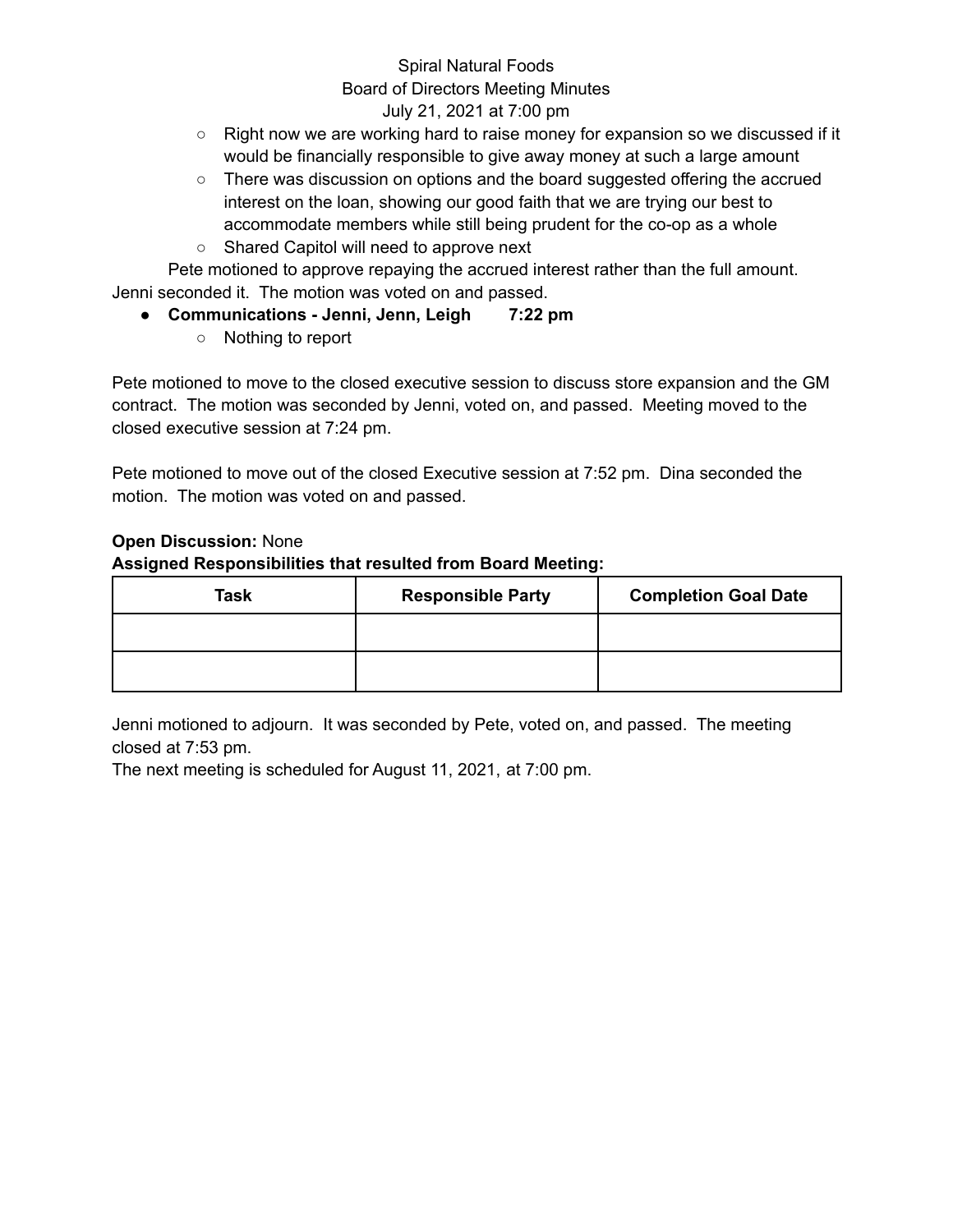Spiral Natural Foods
Board of Directors Meeting Minutes
July 21, 2021 at 7:00 pm

- Right now we are working hard to raise money for expansion so we discussed if it would be financially responsible to give away money at such a large amount
- There was discussion on options and the board suggested offering the accrued interest on the loan, showing our good faith that we are trying our best to accommodate members while still being prudent for the co-op as a whole
- Shared Capitol will need to approve next

Pete motioned to approve repaying the accrued interest rather than the full amount. Jenni seconded it. The motion was voted on and passed.

- **Communications - Jenni, Jenn, Leigh 7:22 pm**
  - Nothing to report

Pete motioned to move to the closed executive session to discuss store expansion and the GM contract. The motion was seconded by Jenni, voted on, and passed. Meeting moved to the closed executive session at 7:24 pm.

Pete motioned to move out of the closed Executive session at 7:52 pm. Dina seconded the motion. The motion was voted on and passed.

**Open Discussion:** None

**Assigned Responsibilities that resulted from Board Meeting:**

| Task | Responsible Party | Completion Goal Date |
|---|---|---|
| | | |
| | | |

Jenni motioned to adjourn. It was seconded by Pete, voted on, and passed. The meeting closed at 7:53 pm.

The next meeting is scheduled for August 11, 2021, at 7:00 pm.